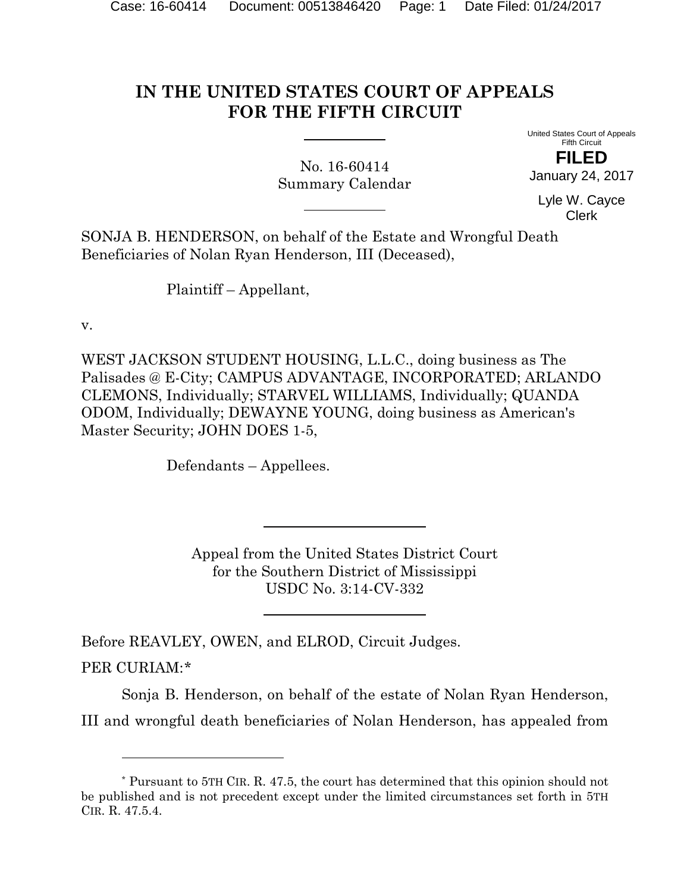# IN THE UNITED STATES COURT OF APPEALS FOR THE FIFTH CIRCUIT

No. 16-60414
Summary Calendar

United States Court of Appeals
Fifth Circuit

**FILED**
January 24, 2017

Lyle W. Cayce
Clerk

SONJA B. HENDERSON, on behalf of the Estate and Wrongful Death Beneficiaries of Nolan Ryan Henderson, III (Deceased),

Plaintiff – Appellant,

v.

WEST JACKSON STUDENT HOUSING, L.L.C., doing business as The Palisades @ E-City; CAMPUS ADVANTAGE, INCORPORATED; ARLANDO CLEMONS, Individually; STARVEL WILLIAMS, Individually; QUANDA ODOM, Individually; DEWAYNE YOUNG, doing business as American's Master Security; JOHN DOES 1-5,

Defendants – Appellees.

Appeal from the United States District Court
for the Southern District of Mississippi
USDC No. 3:14-CV-332

Before REAVLEY, OWEN, and ELROD, Circuit Judges.

PER CURIAM:*

Sonja B. Henderson, on behalf of the estate of Nolan Ryan Henderson, III and wrongful death beneficiaries of Nolan Henderson, has appealed from

---

\* Pursuant to 5TH CIR. R. 47.5, the court has determined that this opinion should not be published and is not precedent except under the limited circumstances set forth in 5TH CIR. R. 47.5.4.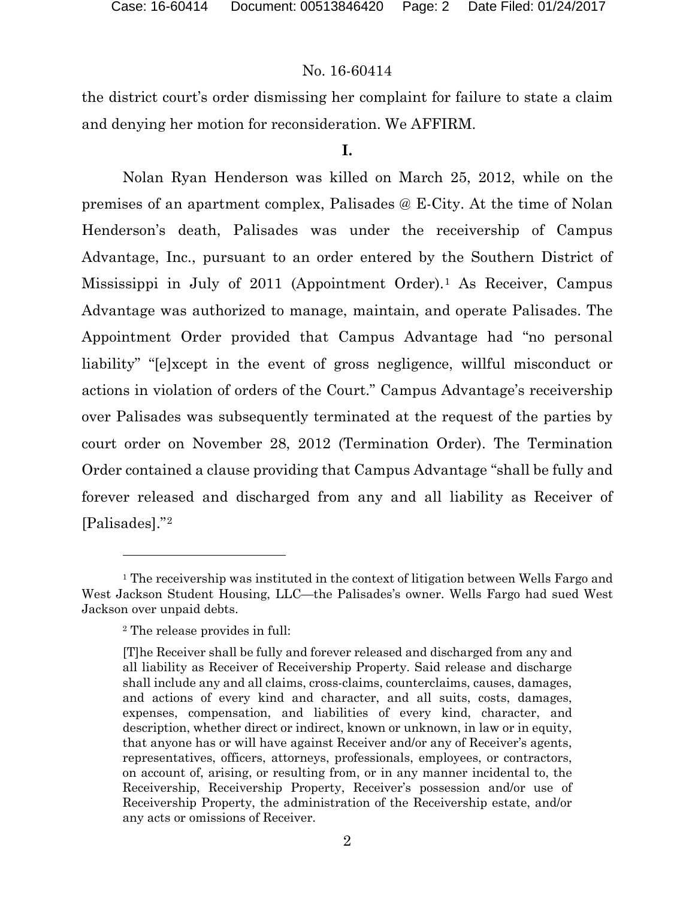the district court's order dismissing her complaint for failure to state a claim and denying her motion for reconsideration. We AFFIRM.

**I.**

Nolan Ryan Henderson was killed on March 25, 2012, while on the premises of an apartment complex, Palisades @ E-City. At the time of Nolan Henderson's death, Palisades was under the receivership of Campus Advantage, Inc., pursuant to an order entered by the Southern District of Mississippi in July of 2011 (Appointment Order).[1] As Receiver, Campus Advantage was authorized to manage, maintain, and operate Palisades. The Appointment Order provided that Campus Advantage had "no personal liability" "[e]xcept in the event of gross negligence, willful misconduct or actions in violation of orders of the Court." Campus Advantage's receivership over Palisades was subsequently terminated at the request of the parties by court order on November 28, 2012 (Termination Order). The Termination Order contained a clause providing that Campus Advantage "shall be fully and forever released and discharged from any and all liability as Receiver of [Palisades]."[2]

---

[1] The receivership was instituted in the context of litigation between Wells Fargo and West Jackson Student Housing, LLC—the Palisades's owner. Wells Fargo had sued West Jackson over unpaid debts.

[2] The release provides in full:

> [T]he Receiver shall be fully and forever released and discharged from any and all liability as Receiver of Receivership Property. Said release and discharge shall include any and all claims, cross-claims, counterclaims, causes, damages, and actions of every kind and character, and all suits, costs, damages, expenses, compensation, and liabilities of every kind, character, and description, whether direct or indirect, known or unknown, in law or in equity, that anyone has or will have against Receiver and/or any of Receiver's agents, representatives, officers, attorneys, professionals, employees, or contractors, on account of, arising, or resulting from, or in any manner incidental to, the Receivership, Receivership Property, Receiver's possession and/or use of Receivership Property, the administration of the Receivership estate, and/or any acts or omissions of Receiver.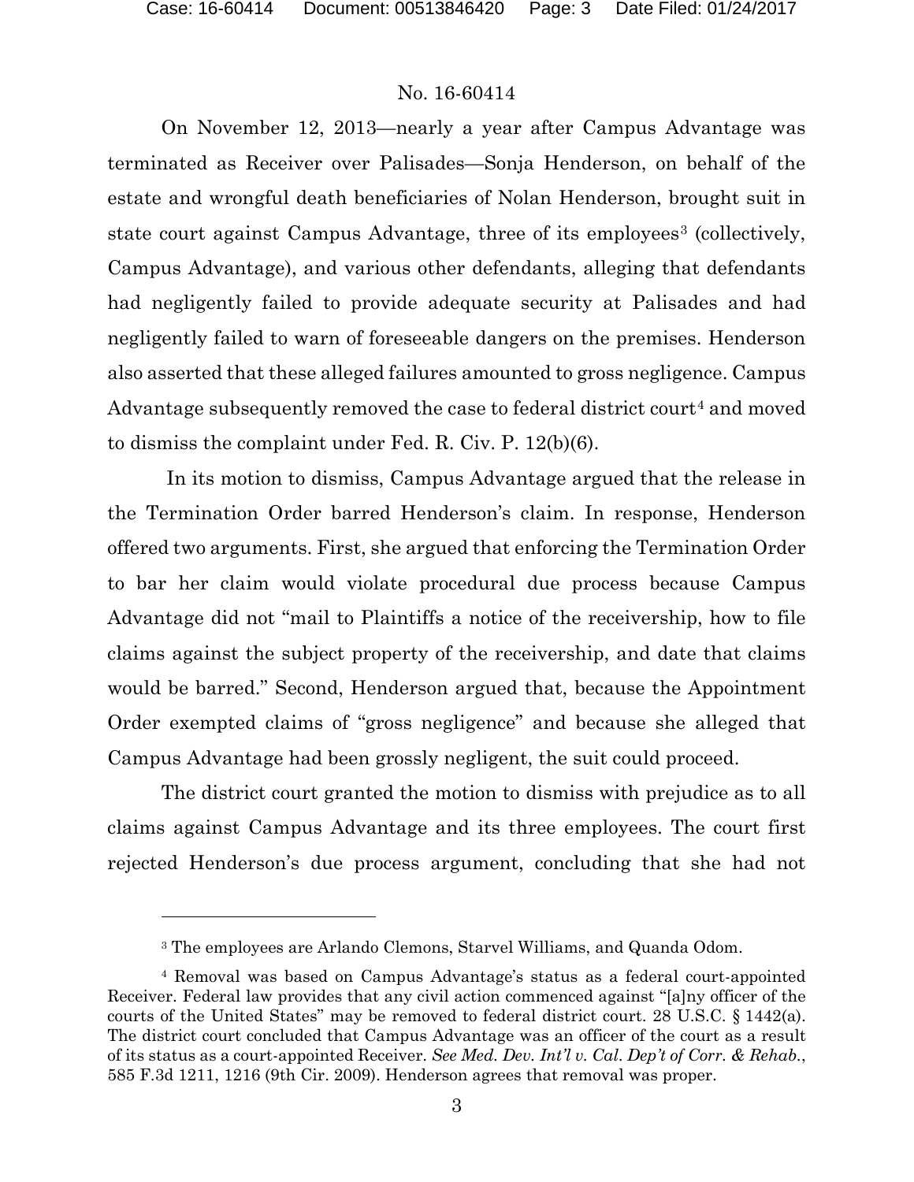On November 12, 2013—nearly a year after Campus Advantage was terminated as Receiver over Palisades—Sonja Henderson, on behalf of the estate and wrongful death beneficiaries of Nolan Henderson, brought suit in state court against Campus Advantage, three of its employees[3] (collectively, Campus Advantage), and various other defendants, alleging that defendants had negligently failed to provide adequate security at Palisades and had negligently failed to warn of foreseeable dangers on the premises. Henderson also asserted that these alleged failures amounted to gross negligence. Campus Advantage subsequently removed the case to federal district court[4] and moved to dismiss the complaint under Fed. R. Civ. P. 12(b)(6).

In its motion to dismiss, Campus Advantage argued that the release in the Termination Order barred Henderson's claim. In response, Henderson offered two arguments. First, she argued that enforcing the Termination Order to bar her claim would violate procedural due process because Campus Advantage did not "mail to Plaintiffs a notice of the receivership, how to file claims against the subject property of the receivership, and date that claims would be barred." Second, Henderson argued that, because the Appointment Order exempted claims of "gross negligence" and because she alleged that Campus Advantage had been grossly negligent, the suit could proceed.

The district court granted the motion to dismiss with prejudice as to all claims against Campus Advantage and its three employees. The court first rejected Henderson's due process argument, concluding that she had not

---

[3] The employees are Arlando Clemons, Starvel Williams, and Quanda Odom.

[4] Removal was based on Campus Advantage's status as a federal court-appointed Receiver. Federal law provides that any civil action commenced against "[a]ny officer of the courts of the United States" may be removed to federal district court. 28 U.S.C. § 1442(a). The district court concluded that Campus Advantage was an officer of the court as a result of its status as a court-appointed Receiver. *See Med. Dev. Int'l v. Cal. Dep't of Corr. & Rehab.*, 585 F.3d 1211, 1216 (9th Cir. 2009). Henderson agrees that removal was proper.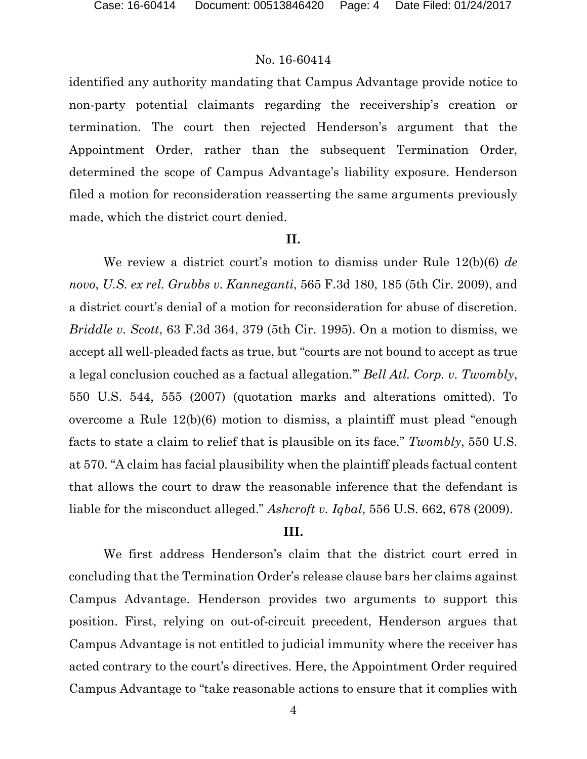identified any authority mandating that Campus Advantage provide notice to non-party potential claimants regarding the receivership's creation or termination. The court then rejected Henderson's argument that the Appointment Order, rather than the subsequent Termination Order, determined the scope of Campus Advantage's liability exposure. Henderson filed a motion for reconsideration reasserting the same arguments previously made, which the district court denied.

## II.

We review a district court's motion to dismiss under Rule 12(b)(6) *de novo*, *U.S. ex rel. Grubbs v. Kanneganti*, 565 F.3d 180, 185 (5th Cir. 2009), and a district court's denial of a motion for reconsideration for abuse of discretion. *Briddle v. Scott*, 63 F.3d 364, 379 (5th Cir. 1995). On a motion to dismiss, we accept all well-pleaded facts as true, but "courts are not bound to accept as true a legal conclusion couched as a factual allegation.'" *Bell Atl. Corp. v. Twombly*, 550 U.S. 544, 555 (2007) (quotation marks and alterations omitted). To overcome a Rule 12(b)(6) motion to dismiss, a plaintiff must plead "enough facts to state a claim to relief that is plausible on its face." *Twombly*, 550 U.S. at 570. "A claim has facial plausibility when the plaintiff pleads factual content that allows the court to draw the reasonable inference that the defendant is liable for the misconduct alleged." *Ashcroft v. Iqbal*, 556 U.S. 662, 678 (2009).

## III.

We first address Henderson's claim that the district court erred in concluding that the Termination Order's release clause bars her claims against Campus Advantage. Henderson provides two arguments to support this position. First, relying on out-of-circuit precedent, Henderson argues that Campus Advantage is not entitled to judicial immunity where the receiver has acted contrary to the court's directives. Here, the Appointment Order required Campus Advantage to "take reasonable actions to ensure that it complies with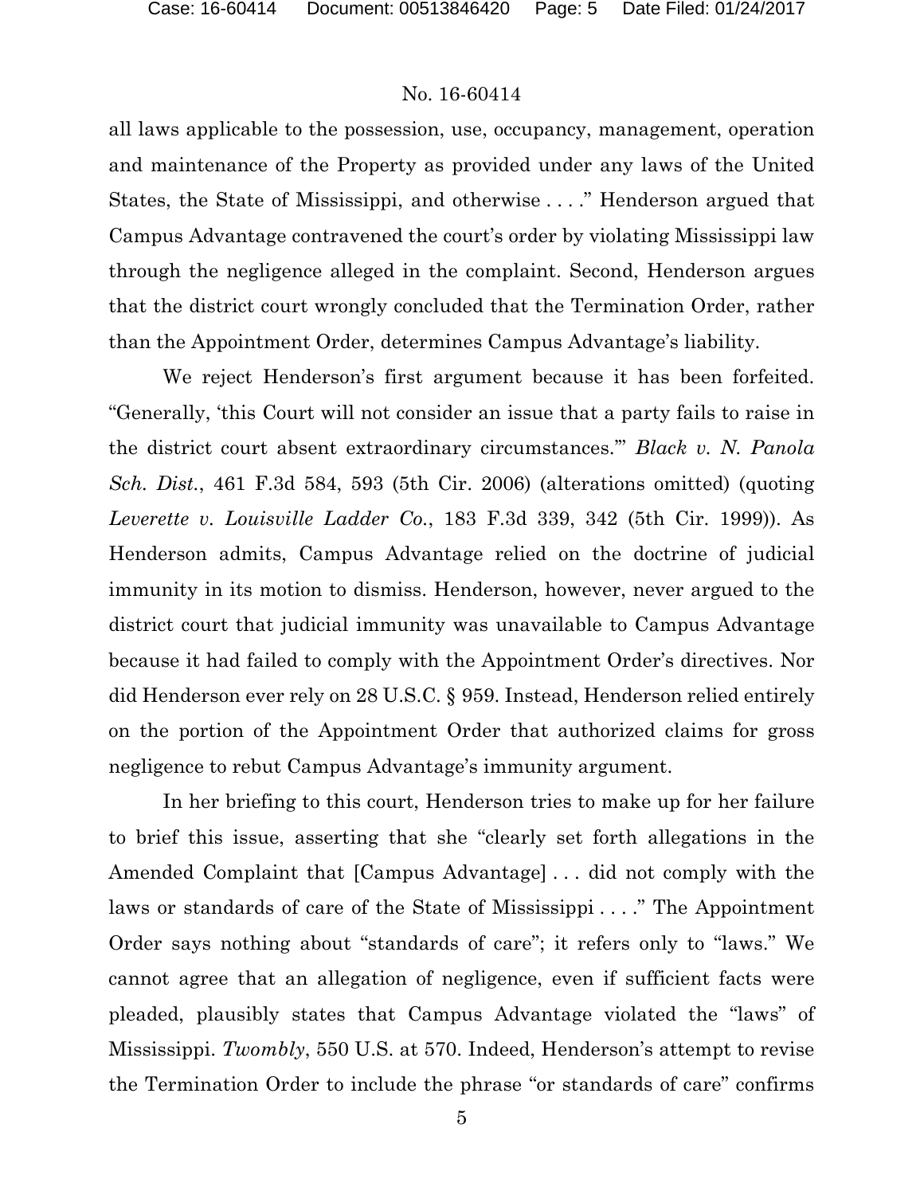all laws applicable to the possession, use, occupancy, management, operation and maintenance of the Property as provided under any laws of the United States, the State of Mississippi, and otherwise . . . ." Henderson argued that Campus Advantage contravened the court's order by violating Mississippi law through the negligence alleged in the complaint. Second, Henderson argues that the district court wrongly concluded that the Termination Order, rather than the Appointment Order, determines Campus Advantage's liability.

We reject Henderson's first argument because it has been forfeited. "Generally, 'this Court will not consider an issue that a party fails to raise in the district court absent extraordinary circumstances.'" *Black v. N. Panola Sch. Dist.*, 461 F.3d 584, 593 (5th Cir. 2006) (alterations omitted) (quoting *Leverette v. Louisville Ladder Co.*, 183 F.3d 339, 342 (5th Cir. 1999)). As Henderson admits, Campus Advantage relied on the doctrine of judicial immunity in its motion to dismiss. Henderson, however, never argued to the district court that judicial immunity was unavailable to Campus Advantage because it had failed to comply with the Appointment Order's directives. Nor did Henderson ever rely on 28 U.S.C. § 959. Instead, Henderson relied entirely on the portion of the Appointment Order that authorized claims for gross negligence to rebut Campus Advantage's immunity argument.

In her briefing to this court, Henderson tries to make up for her failure to brief this issue, asserting that she "clearly set forth allegations in the Amended Complaint that [Campus Advantage] . . . did not comply with the laws or standards of care of the State of Mississippi . . . ." The Appointment Order says nothing about "standards of care"; it refers only to "laws." We cannot agree that an allegation of negligence, even if sufficient facts were pleaded, plausibly states that Campus Advantage violated the "laws" of Mississippi. *Twombly*, 550 U.S. at 570. Indeed, Henderson's attempt to revise the Termination Order to include the phrase "or standards of care" confirms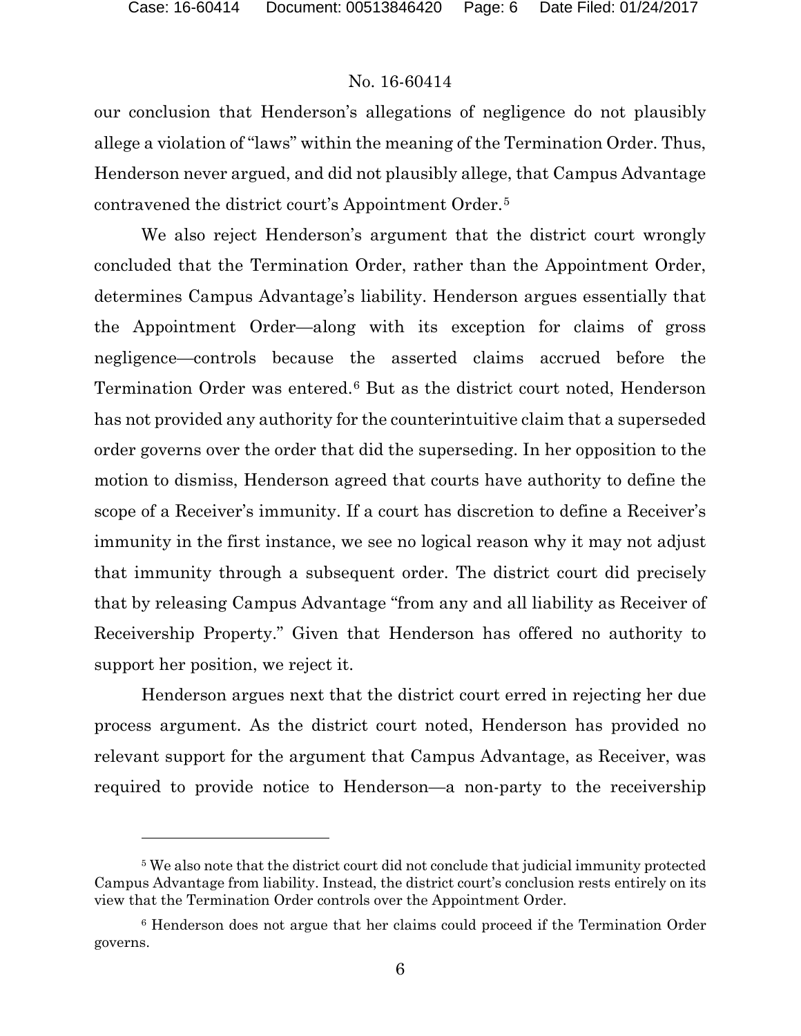our conclusion that Henderson's allegations of negligence do not plausibly allege a violation of "laws" within the meaning of the Termination Order. Thus, Henderson never argued, and did not plausibly allege, that Campus Advantage contravened the district court's Appointment Order.[5]

We also reject Henderson's argument that the district court wrongly concluded that the Termination Order, rather than the Appointment Order, determines Campus Advantage's liability. Henderson argues essentially that the Appointment Order—along with its exception for claims of gross negligence—controls because the asserted claims accrued before the Termination Order was entered.[6] But as the district court noted, Henderson has not provided any authority for the counterintuitive claim that a superseded order governs over the order that did the superseding. In her opposition to the motion to dismiss, Henderson agreed that courts have authority to define the scope of a Receiver's immunity. If a court has discretion to define a Receiver's immunity in the first instance, we see no logical reason why it may not adjust that immunity through a subsequent order. The district court did precisely that by releasing Campus Advantage "from any and all liability as Receiver of Receivership Property." Given that Henderson has offered no authority to support her position, we reject it.

Henderson argues next that the district court erred in rejecting her due process argument. As the district court noted, Henderson has provided no relevant support for the argument that Campus Advantage, as Receiver, was required to provide notice to Henderson—a non-party to the receivership

---

[5] We also note that the district court did not conclude that judicial immunity protected Campus Advantage from liability. Instead, the district court's conclusion rests entirely on its view that the Termination Order controls over the Appointment Order.

[6] Henderson does not argue that her claims could proceed if the Termination Order governs.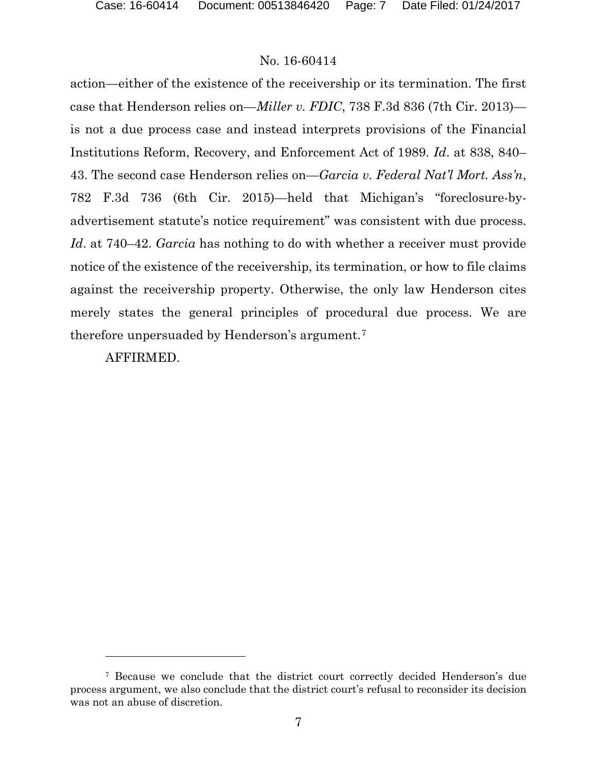action—either of the existence of the receivership or its termination. The first case that Henderson relies on—*Miller v. FDIC*, 738 F.3d 836 (7th Cir. 2013)—is not a due process case and instead interprets provisions of the Financial Institutions Reform, Recovery, and Enforcement Act of 1989. *Id*. at 838, 840–43. The second case Henderson relies on—*Garcia v. Federal Nat'l Mort. Ass'n*, 782 F.3d 736 (6th Cir. 2015)—held that Michigan's "foreclosure-by-advertisement statute's notice requirement" was consistent with due process. *Id*. at 740–42. *Garcia* has nothing to do with whether a receiver must provide notice of the existence of the receivership, its termination, or how to file claims against the receivership property. Otherwise, the only law Henderson cites merely states the general principles of procedural due process. We are therefore unpersuaded by Henderson's argument.[7]

AFFIRMED.

---

[7] Because we conclude that the district court correctly decided Henderson's due process argument, we also conclude that the district court's refusal to reconsider its decision was not an abuse of discretion.